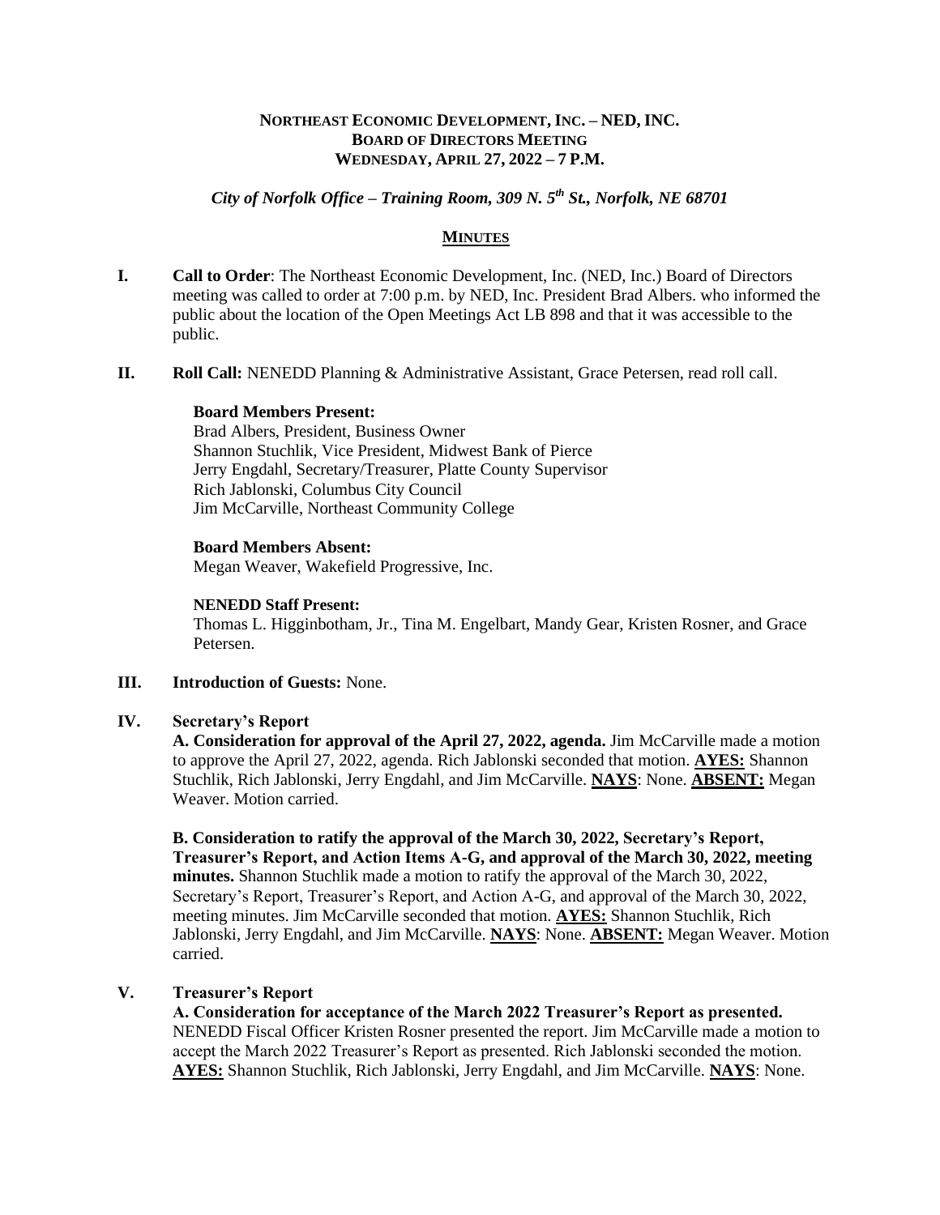**NORTHEAST ECONOMIC DEVELOPMENT, INC. – NED, INC.**
**BOARD OF DIRECTORS MEETING**
**WEDNESDAY, APRIL 27, 2022 – 7 P.M.**

***City of Norfolk Office – Training Room, 309 N. 5th St., Norfolk, NE 68701***

## MINUTES

**I. Call to Order**: The Northeast Economic Development, Inc. (NED, Inc.) Board of Directors meeting was called to order at 7:00 p.m. by NED, Inc. President Brad Albers. who informed the public about the location of the Open Meetings Act LB 898 and that it was accessible to the public.

**II. Roll Call:** NENEDD Planning & Administrative Assistant, Grace Petersen, read roll call.

**Board Members Present:**
Brad Albers, President, Business Owner
Shannon Stuchlik, Vice President, Midwest Bank of Pierce
Jerry Engdahl, Secretary/Treasurer, Platte County Supervisor
Rich Jablonski, Columbus City Council
Jim McCarville, Northeast Community College

**Board Members Absent:**
Megan Weaver, Wakefield Progressive, Inc.

**NENEDD Staff Present:**
Thomas L. Higginbotham, Jr., Tina M. Engelbart, Mandy Gear, Kristen Rosner, and Grace Petersen.

**III. Introduction of Guests:** None.

**IV. Secretary's Report**

**A. Consideration for approval of the April 27, 2022, agenda.** Jim McCarville made a motion to approve the April 27, 2022, agenda. Rich Jablonski seconded that motion. **AYES:** Shannon Stuchlik, Rich Jablonski, Jerry Engdahl, and Jim McCarville. **NAYS**: None. **ABSENT:** Megan Weaver. Motion carried.

**B. Consideration to ratify the approval of the March 30, 2022, Secretary's Report, Treasurer's Report, and Action Items A-G, and approval of the March 30, 2022, meeting minutes.** Shannon Stuchlik made a motion to ratify the approval of the March 30, 2022, Secretary's Report, Treasurer's Report, and Action A-G, and approval of the March 30, 2022, meeting minutes. Jim McCarville seconded that motion. **AYES:** Shannon Stuchlik, Rich Jablonski, Jerry Engdahl, and Jim McCarville. **NAYS**: None. **ABSENT:** Megan Weaver. Motion carried.

**V. Treasurer's Report**

**A. Consideration for acceptance of the March 2022 Treasurer's Report as presented.** NENEDD Fiscal Officer Kristen Rosner presented the report. Jim McCarville made a motion to accept the March 2022 Treasurer's Report as presented. Rich Jablonski seconded the motion. **AYES:** Shannon Stuchlik, Rich Jablonski, Jerry Engdahl, and Jim McCarville. **NAYS**: None.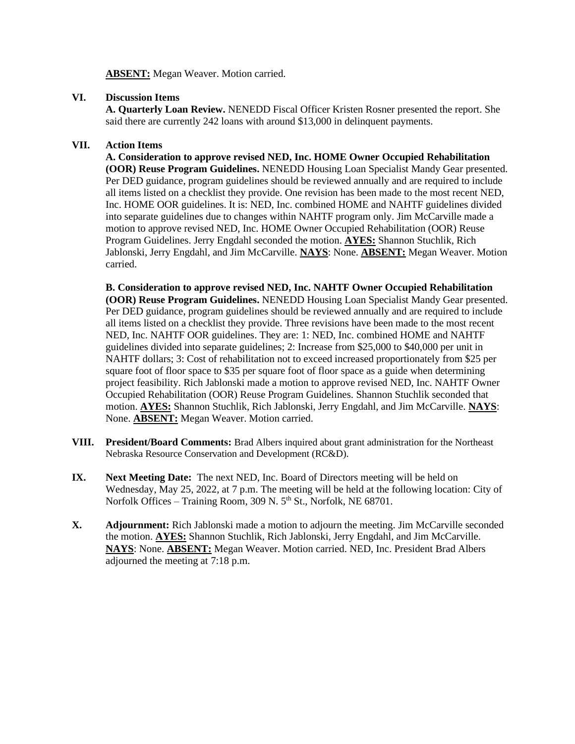**ABSENT:** Megan Weaver. Motion carried.

**VI. Discussion Items**

**A. Quarterly Loan Review.** NENEDD Fiscal Officer Kristen Rosner presented the report. She said there are currently 242 loans with around $13,000 in delinquent payments.

**VII. Action Items**

**A. Consideration to approve revised NED, Inc. HOME Owner Occupied Rehabilitation (OOR) Reuse Program Guidelines.** NENEDD Housing Loan Specialist Mandy Gear presented. Per DED guidance, program guidelines should be reviewed annually and are required to include all items listed on a checklist they provide. One revision has been made to the most recent NED, Inc. HOME OOR guidelines. It is: NED, Inc. combined HOME and NAHTF guidelines divided into separate guidelines due to changes within NAHTF program only. Jim McCarville made a motion to approve revised NED, Inc. HOME Owner Occupied Rehabilitation (OOR) Reuse Program Guidelines. Jerry Engdahl seconded the motion. **AYES:** Shannon Stuchlik, Rich Jablonski, Jerry Engdahl, and Jim McCarville. **NAYS**: None. **ABSENT:** Megan Weaver. Motion carried.

**B. Consideration to approve revised NED, Inc. NAHTF Owner Occupied Rehabilitation (OOR) Reuse Program Guidelines.** NENEDD Housing Loan Specialist Mandy Gear presented. Per DED guidance, program guidelines should be reviewed annually and are required to include all items listed on a checklist they provide. Three revisions have been made to the most recent NED, Inc. NAHTF OOR guidelines. They are: 1: NED, Inc. combined HOME and NAHTF guidelines divided into separate guidelines; 2: Increase from $25,000 to $40,000 per unit in NAHTF dollars; 3: Cost of rehabilitation not to exceed increased proportionately from $25 per square foot of floor space to $35 per square foot of floor space as a guide when determining project feasibility. Rich Jablonski made a motion to approve revised NED, Inc. NAHTF Owner Occupied Rehabilitation (OOR) Reuse Program Guidelines. Shannon Stuchlik seconded that motion. **AYES:** Shannon Stuchlik, Rich Jablonski, Jerry Engdahl, and Jim McCarville. **NAYS**: None. **ABSENT:** Megan Weaver. Motion carried.

**VIII. President/Board Comments:** Brad Albers inquired about grant administration for the Northeast Nebraska Resource Conservation and Development (RC&D).

**IX. Next Meeting Date:** The next NED, Inc. Board of Directors meeting will be held on Wednesday, May 25, 2022, at 7 p.m. The meeting will be held at the following location: City of Norfolk Offices – Training Room, 309 N. 5th St., Norfolk, NE 68701.

**X. Adjournment:** Rich Jablonski made a motion to adjourn the meeting. Jim McCarville seconded the motion. **AYES:** Shannon Stuchlik, Rich Jablonski, Jerry Engdahl, and Jim McCarville. **NAYS**: None. **ABSENT:** Megan Weaver. Motion carried. NED, Inc. President Brad Albers adjourned the meeting at 7:18 p.m.